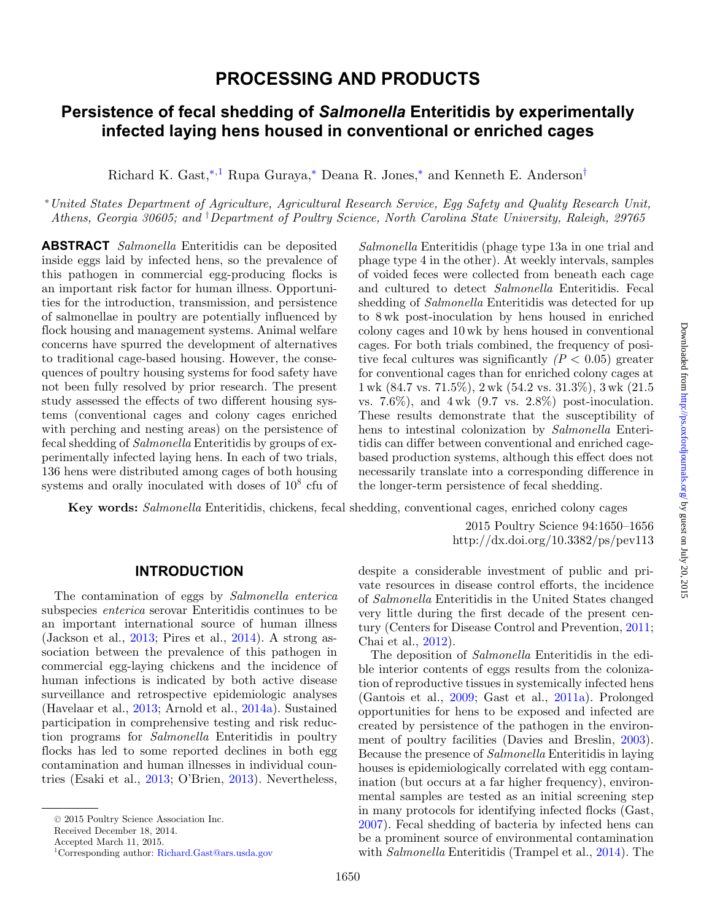# PROCESSING AND PRODUCTS

## Persistence of fecal shedding of *Salmonella* Enteritidis by experimentally infected laying hens housed in conventional or enriched cages

Richard K. Gast,[*,1] Rupa Guraya,[*] Deana R. Jones,[*] and Kenneth E. Anderson[†]

[*] *United States Department of Agriculture, Agricultural Research Service, Egg Safety and Quality Research Unit, Athens, Georgia 30605; and* [†] *Department of Poultry Science, North Carolina State University, Raleigh, 29765*

**ABSTRACT** *Salmonella* Enteritidis can be deposited inside eggs laid by infected hens, so the prevalence of this pathogen in commercial egg-producing flocks is an important risk factor for human illness. Opportunities for the introduction, transmission, and persistence of salmonellae in poultry are potentially influenced by flock housing and management systems. Animal welfare concerns have spurred the development of alternatives to traditional cage-based housing. However, the consequences of poultry housing systems for food safety have not been fully resolved by prior research. The present study assessed the effects of two different housing systems (conventional cages and colony cages enriched with perching and nesting areas) on the persistence of fecal shedding of *Salmonella* Enteritidis by groups of experimentally infected laying hens. In each of two trials, 136 hens were distributed among cages of both housing systems and orally inoculated with doses of $10^8$ cfu of *Salmonella* Enteritidis (phage type 13a in one trial and phage type 4 in the other). At weekly intervals, samples of voided feces were collected from beneath each cage and cultured to detect *Salmonella* Enteritidis. Fecal shedding of *Salmonella* Enteritidis was detected for up to 8 wk post-inoculation by hens housed in enriched colony cages and 10 wk by hens housed in conventional cages. For both trials combined, the frequency of positive fecal cultures was significantly $(P < 0.05)$ greater for conventional cages than for enriched colony cages at 1 wk (84.7 vs. 71.5%), 2 wk (54.2 vs. 31.3%), 3 wk (21.5 vs. 7.6%), and 4 wk (9.7 vs. 2.8%) post-inoculation. These results demonstrate that the susceptibility of hens to intestinal colonization by *Salmonella* Enteritidis can differ between conventional and enriched cage-based production systems, although this effect does not necessarily translate into a corresponding difference in the longer-term persistence of fecal shedding.

**Key words:** *Salmonella* Enteritidis, chickens, fecal shedding, conventional cages, enriched colony cages

2015 Poultry Science 94:1650–1656
http://dx.doi.org/10.3382/ps/pev113

## INTRODUCTION

The contamination of eggs by *Salmonella enterica* subspecies *enterica* serovar Enteritidis continues to be an important international source of human illness (Jackson et al., 2013; Pires et al., 2014). A strong association between the prevalence of this pathogen in commercial egg-laying chickens and the incidence of human infections is indicated by both active disease surveillance and retrospective epidemiologic analyses (Havelaar et al., 2013; Arnold et al., 2014a). Sustained participation in comprehensive testing and risk reduction programs for *Salmonella* Enteritidis in poultry flocks has led to some reported declines in both egg contamination and human illnesses in individual countries (Esaki et al., 2013; O'Brien, 2013). Nevertheless, despite a considerable investment of public and private resources in disease control efforts, the incidence of *Salmonella* Enteritidis in the United States changed very little during the first decade of the present century (Centers for Disease Control and Prevention, 2011; Chai et al., 2012).

The deposition of *Salmonella* Enteritidis in the edible interior contents of eggs results from the colonization of reproductive tissues in systemically infected hens (Gantois et al., 2009; Gast et al., 2011a). Prolonged opportunities for hens to be exposed and infected are created by persistence of the pathogen in the environment of poultry facilities (Davies and Breslin, 2003). Because the presence of *Salmonella* Enteritidis in laying houses is epidemiologically correlated with egg contamination (but occurs at a far higher frequency), environmental samples are tested as an initial screening step in many protocols for identifying infected flocks (Gast, 2007). Fecal shedding of bacteria by infected hens can be a prominent source of environmental contamination with *Salmonella* Enteritidis (Trampel et al., 2014). The

© 2015 Poultry Science Association Inc.
Received December 18, 2014.
Accepted March 11, 2015.
[1]Corresponding author: Richard.Gast@ars.usda.gov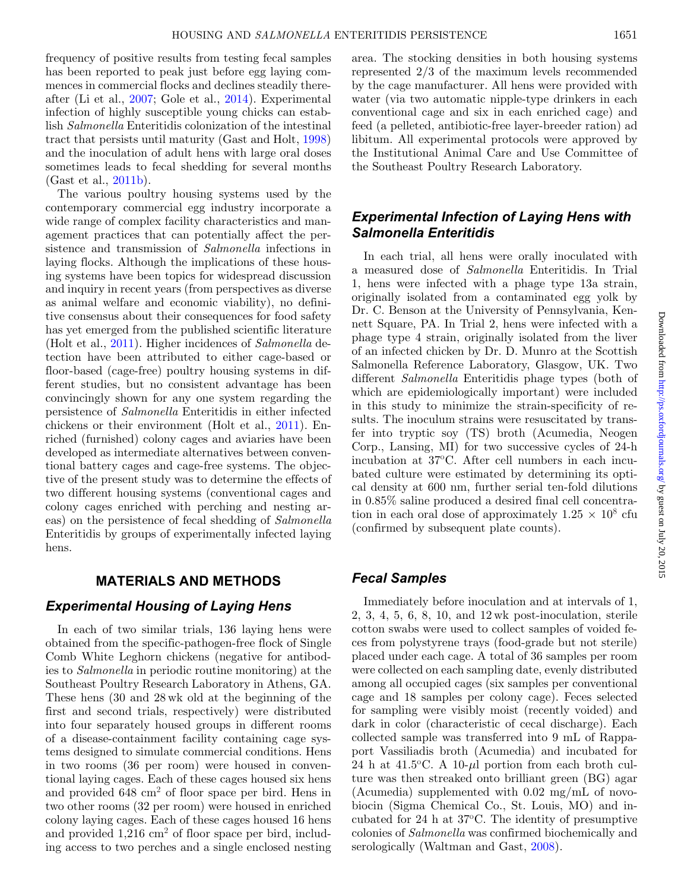frequency of positive results from testing fecal samples has been reported to peak just before egg laying commences in commercial flocks and declines steadily thereafter (Li et al., 2007; Gole et al., 2014). Experimental infection of highly susceptible young chicks can establish *Salmonella* Enteritidis colonization of the intestinal tract that persists until maturity (Gast and Holt, 1998) and the inoculation of adult hens with large oral doses sometimes leads to fecal shedding for several months (Gast et al., 2011b).

The various poultry housing systems used by the contemporary commercial egg industry incorporate a wide range of complex facility characteristics and management practices that can potentially affect the persistence and transmission of *Salmonella* infections in laying flocks. Although the implications of these housing systems have been topics for widespread discussion and inquiry in recent years (from perspectives as diverse as animal welfare and economic viability), no definitive consensus about their consequences for food safety has yet emerged from the published scientific literature (Holt et al., 2011). Higher incidences of *Salmonella* detection have been attributed to either cage-based or floor-based (cage-free) poultry housing systems in different studies, but no consistent advantage has been convincingly shown for any one system regarding the persistence of *Salmonella* Enteritidis in either infected chickens or their environment (Holt et al., 2011). Enriched (furnished) colony cages and aviaries have been developed as intermediate alternatives between conventional battery cages and cage-free systems. The objective of the present study was to determine the effects of two different housing systems (conventional cages and colony cages enriched with perching and nesting areas) on the persistence of fecal shedding of *Salmonella* Enteritidis by groups of experimentally infected laying hens.

## MATERIALS AND METHODS

### Experimental Housing of Laying Hens

In each of two similar trials, 136 laying hens were obtained from the specific-pathogen-free flock of Single Comb White Leghorn chickens (negative for antibodies to *Salmonella* in periodic routine monitoring) at the Southeast Poultry Research Laboratory in Athens, GA. These hens (30 and 28 wk old at the beginning of the first and second trials, respectively) were distributed into four separately housed groups in different rooms of a disease-containment facility containing cage systems designed to simulate commercial conditions. Hens in two rooms (36 per room) were housed in conventional laying cages. Each of these cages housed six hens and provided 648 $cm^2$ of floor space per bird. Hens in two other rooms (32 per room) were housed in enriched colony laying cages. Each of these cages housed 16 hens and provided 1,216 $cm^2$ of floor space per bird, including access to two perches and a single enclosed nesting area. The stocking densities in both housing systems represented 2/3 of the maximum levels recommended by the cage manufacturer. All hens were provided with water (via two automatic nipple-type drinkers in each conventional cage and six in each enriched cage) and feed (a pelleted, antibiotic-free layer-breeder ration) ad libitum. All experimental protocols were approved by the Institutional Animal Care and Use Committee of the Southeast Poultry Research Laboratory.

### Experimental Infection of Laying Hens with *Salmonella* Enteritidis

In each trial, all hens were orally inoculated with a measured dose of *Salmonella* Enteritidis. In Trial 1, hens were infected with a phage type 13a strain, originally isolated from a contaminated egg yolk by Dr. C. Benson at the University of Pennsylvania, Kennett Square, PA. In Trial 2, hens were infected with a phage type 4 strain, originally isolated from the liver of an infected chicken by Dr. D. Munro at the Scottish Salmonella Reference Laboratory, Glasgow, UK. Two different *Salmonella* Enteritidis phage types (both of which are epidemiologically important) were included in this study to minimize the strain-specificity of results. The inoculum strains were resuscitated by transfer into tryptic soy (TS) broth (Acumedia, Neogen Corp., Lansing, MI) for two successive cycles of 24-h incubation at 37°C. After cell numbers in each incubated culture were estimated by determining its optical density at 600 nm, further serial ten-fold dilutions in 0.85% saline produced a desired final cell concentration in each oral dose of approximately $1.25 \times 10^8$ cfu (confirmed by subsequent plate counts).

### Fecal Samples

Immediately before inoculation and at intervals of 1, 2, 3, 4, 5, 6, 8, 10, and 12 wk post-inoculation, sterile cotton swabs were used to collect samples of voided feces from polystyrene trays (food-grade but not sterile) placed under each cage. A total of 36 samples per room were collected on each sampling date, evenly distributed among all occupied cages (six samples per conventional cage and 18 samples per colony cage). Feces selected for sampling were visibly moist (recently voided) and dark in color (characteristic of cecal discharge). Each collected sample was transferred into 9 mL of Rappaport Vassiliadis broth (Acumedia) and incubated for 24 h at 41.5°C. A 10-$\mu$l portion from each broth culture was then streaked onto brilliant green (BG) agar (Acumedia) supplemented with 0.02 mg/mL of novobiocin (Sigma Chemical Co., St. Louis, MO) and incubated for 24 h at 37°C. The identity of presumptive colonies of *Salmonella* was confirmed biochemically and serologically (Waltman and Gast, 2008).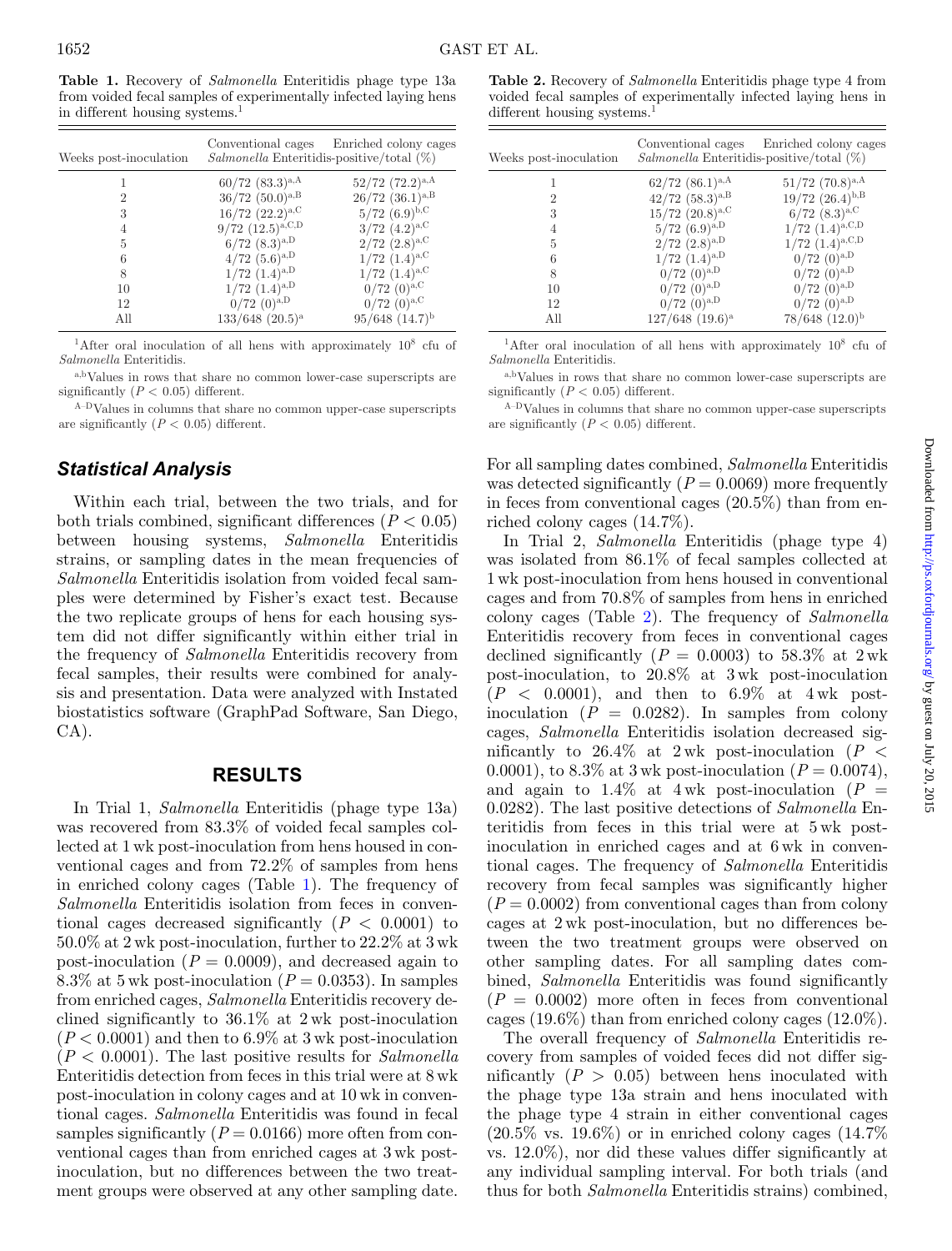**Table 1.** Recovery of *Salmonella* Enteritidis phage type 13a from voided fecal samples of experimentally infected laying hens in different housing systems.[1]

| Weeks post-inoculation | Conventional cages | Enriched colony cages |
|---|---|---|
| | *Salmonella* Enteritidis-positive/total (%) | |
| 1 | 60/72 (83.3)[a,A] | 52/72 (72.2)[a,A] |
| 2 | 36/72 (50.0)[a,B] | 26/72 (36.1)[a,B] |
| 3 | 16/72 (22.2)[a,C] | 5/72 (6.9)[b,C] |
| 4 | 9/72 (12.5)[a,C,D] | 3/72 (4.2)[a,C] |
| 5 | 6/72 (8.3)[a,D] | 2/72 (2.8)[a,C] |
| 6 | 4/72 (5.6)[a,D] | 1/72 (1.4)[a,C] |
| 8 | 1/72 (1.4)[a,D] | 1/72 (1.4)[a,C] |
| 10 | 1/72 (1.4)[a,D] | 0/72 (0)[a,C] |
| 12 | 0/72 (0)[a,D] | 0/72 (0)[a,C] |
| All | 133/648 (20.5)[a] | 95/648 (14.7)[b] |

[1]After oral inoculation of all hens with approximately $10^8$ cfu of *Salmonella* Enteritidis.

[a,b]Values in rows that share no common lower-case superscripts are significantly ($P < 0.05$) different.

[A–D]Values in columns that share no common upper-case superscripts are significantly ($P < 0.05$) different.

**Table 2.** Recovery of *Salmonella* Enteritidis phage type 4 from voided fecal samples of experimentally infected laying hens in different housing systems.[1]

| Weeks post-inoculation | Conventional cages | Enriched colony cages |
|---|---|---|
| | *Salmonella* Enteritidis-positive/total (%) | |
| 1 | 62/72 (86.1)[a,A] | 51/72 (70.8)[a,A] |
| 2 | 42/72 (58.3)[a,B] | 19/72 (26.4)[b,B] |
| 3 | 15/72 (20.8)[a,C] | 6/72 (8.3)[a,C] |
| 4 | 5/72 (6.9)[a,D] | 1/72 (1.4)[a,C,D] |
| 5 | 2/72 (2.8)[a,D] | 1/72 (1.4)[a,C,D] |
| 6 | 1/72 (1.4)[a,D] | 0/72 (0)[a,D] |
| 8 | 0/72 (0)[a,D] | 0/72 (0)[a,D] |
| 10 | 0/72 (0)[a,D] | 0/72 (0)[a,D] |
| 12 | 0/72 (0)[a,D] | 0/72 (0)[a,D] |
| All | 127/648 (19.6)[a] | 78/648 (12.0)[b] |

[1]After oral inoculation of all hens with approximately $10^8$ cfu of *Salmonella* Enteritidis.

[a,b]Values in rows that share no common lower-case superscripts are significantly ($P < 0.05$) different.

[A–D]Values in columns that share no common upper-case superscripts are significantly ($P < 0.05$) different.

## Statistical Analysis

Within each trial, between the two trials, and for both trials combined, significant differences ($P < 0.05$) between housing systems, *Salmonella* Enteritidis strains, or sampling dates in the mean frequencies of *Salmonella* Enteritidis isolation from voided fecal samples were determined by Fisher's exact test. Because the two replicate groups of hens for each housing system did not differ significantly within either trial in the frequency of *Salmonella* Enteritidis recovery from fecal samples, their results were combined for analysis and presentation. Data were analyzed with Instated biostatistics software (GraphPad Software, San Diego, CA).

## RESULTS

In Trial 1, *Salmonella* Enteritidis (phage type 13a) was recovered from 83.3% of voided fecal samples collected at 1 wk post-inoculation from hens housed in conventional cages and from 72.2% of samples from hens in enriched colony cages (Table 1). The frequency of *Salmonella* Enteritidis isolation from feces in conventional cages decreased significantly ($P < 0.0001$) to 50.0% at 2 wk post-inoculation, further to 22.2% at 3 wk post-inoculation ($P = 0.0009$), and decreased again to 8.3% at 5 wk post-inoculation ($P = 0.0353$). In samples from enriched cages, *Salmonella* Enteritidis recovery declined significantly to 36.1% at 2 wk post-inoculation ($P < 0.0001$) and then to 6.9% at 3 wk post-inoculation ($P < 0.0001$). The last positive results for *Salmonella* Enteritidis detection from feces in this trial were at 8 wk post-inoculation in colony cages and at 10 wk in conventional cages. *Salmonella* Enteritidis was found in fecal samples significantly ($P = 0.0166$) more often from conventional cages than from enriched cages at 3 wk post-inoculation, but no differences between the two treatment groups were observed at any other sampling date. For all sampling dates combined, *Salmonella* Enteritidis was detected significantly ($P = 0.0069$) more frequently in feces from conventional cages (20.5%) than from enriched colony cages (14.7%).

In Trial 2, *Salmonella* Enteritidis (phage type 4) was isolated from 86.1% of fecal samples collected at 1 wk post-inoculation from hens housed in conventional cages and from 70.8% of samples from hens in enriched colony cages (Table 2). The frequency of *Salmonella* Enteritidis recovery from feces in conventional cages declined significantly ($P = 0.0003$) to 58.3% at 2 wk post-inoculation, to 20.8% at 3 wk post-inoculation ($P < 0.0001$), and then to 6.9% at 4 wk post-inoculation ($P = 0.0282$). In samples from colony cages, *Salmonella* Enteritidis isolation decreased significantly to 26.4% at 2 wk post-inoculation ($P < 0.0001$), to 8.3% at 3 wk post-inoculation ($P = 0.0074$), and again to 1.4% at 4 wk post-inoculation ($P = 0.0282$). The last positive detections of *Salmonella* Enteritidis from feces in this trial were at 5 wk post-inoculation in enriched cages and at 6 wk in conventional cages. The frequency of *Salmonella* Enteritidis recovery from fecal samples was significantly higher ($P = 0.0002$) from conventional cages than from colony cages at 2 wk post-inoculation, but no differences between the two treatment groups were observed on other sampling dates. For all sampling dates combined, *Salmonella* Enteritidis was found significantly ($P = 0.0002$) more often in feces from conventional cages (19.6%) than from enriched colony cages (12.0%).

The overall frequency of *Salmonella* Enteritidis recovery from samples of voided feces did not differ significantly ($P > 0.05$) between hens inoculated with the phage type 13a strain and hens inoculated with the phage type 4 strain in either conventional cages (20.5% vs. 19.6%) or in enriched colony cages (14.7% vs. 12.0%), nor did these values differ significantly at any individual sampling interval. For both trials (and thus for both *Salmonella* Enteritidis strains) combined,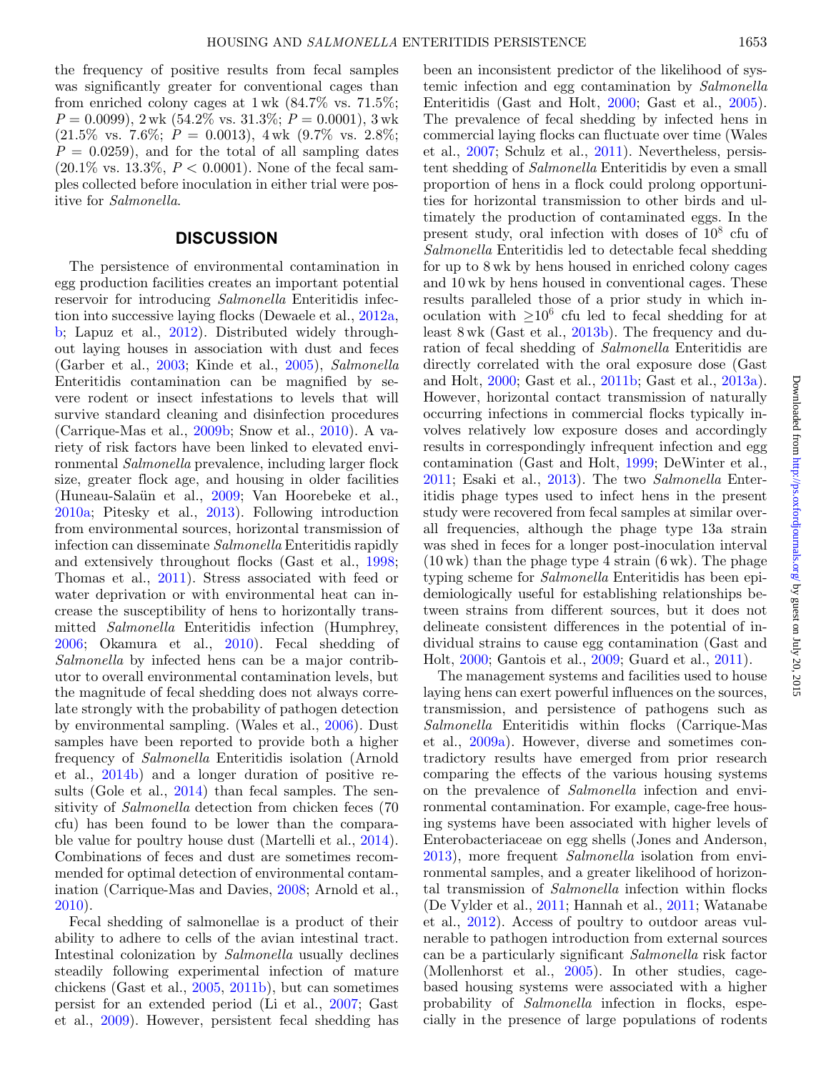the frequency of positive results from fecal samples was significantly greater for conventional cages than from enriched colony cages at 1 wk (84.7% vs. 71.5%; $P = 0.0099$), 2 wk (54.2% vs. 31.3%; $P = 0.0001$), 3 wk (21.5% vs. 7.6%; $P = 0.0013$), 4 wk (9.7% vs. 2.8%; $P = 0.0259$), and for the total of all sampling dates (20.1% vs. 13.3%, $P < 0.0001$). None of the fecal samples collected before inoculation in either trial were positive for *Salmonella*.

## DISCUSSION

The persistence of environmental contamination in egg production facilities creates an important potential reservoir for introducing *Salmonella* Enteritidis infection into successive laying flocks (Dewaele et al., 2012a, b; Lapuz et al., 2012). Distributed widely throughout laying houses in association with dust and feces (Garber et al., 2003; Kinde et al., 2005), *Salmonella* Enteritidis contamination can be magnified by severe rodent or insect infestations to levels that will survive standard cleaning and disinfection procedures (Carrique-Mas et al., 2009b; Snow et al., 2010). A variety of risk factors have been linked to elevated environmental *Salmonella* prevalence, including larger flock size, greater flock age, and housing in older facilities (Huneau-Salaün et al., 2009; Van Hoorebeke et al., 2010a; Pitesky et al., 2013). Following introduction from environmental sources, horizontal transmission of infection can disseminate *Salmonella* Enteritidis rapidly and extensively throughout flocks (Gast et al., 1998; Thomas et al., 2011). Stress associated with feed or water deprivation or with environmental heat can increase the susceptibility of hens to horizontally transmitted *Salmonella* Enteritidis infection (Humphrey, 2006; Okamura et al., 2010). Fecal shedding of *Salmonella* by infected hens can be a major contributor to overall environmental contamination levels, but the magnitude of fecal shedding does not always correlate strongly with the probability of pathogen detection by environmental sampling. (Wales et al., 2006). Dust samples have been reported to provide both a higher frequency of *Salmonella* Enteritidis isolation (Arnold et al., 2014b) and a longer duration of positive results (Gole et al., 2014) than fecal samples. The sensitivity of *Salmonella* detection from chicken feces (70 cfu) has been found to be lower than the comparable value for poultry house dust (Martelli et al., 2014). Combinations of feces and dust are sometimes recommended for optimal detection of environmental contamination (Carrique-Mas and Davies, 2008; Arnold et al., 2010).

Fecal shedding of salmonellae is a product of their ability to adhere to cells of the avian intestinal tract. Intestinal colonization by *Salmonella* usually declines steadily following experimental infection of mature chickens (Gast et al., 2005, 2011b), but can sometimes persist for an extended period (Li et al., 2007; Gast et al., 2009). However, persistent fecal shedding has been an inconsistent predictor of the likelihood of systemic infection and egg contamination by *Salmonella* Enteritidis (Gast and Holt, 2000; Gast et al., 2005). The prevalence of fecal shedding by infected hens in commercial laying flocks can fluctuate over time (Wales et al., 2007; Schulz et al., 2011). Nevertheless, persistent shedding of *Salmonella* Enteritidis by even a small proportion of hens in a flock could prolong opportunities for horizontal transmission to other birds and ultimately the production of contaminated eggs. In the present study, oral infection with doses of $10^8$ cfu of *Salmonella* Enteritidis led to detectable fecal shedding for up to 8 wk by hens housed in enriched colony cages and 10 wk by hens housed in conventional cages. These results paralleled those of a prior study in which inoculation with $\geq 10^6$ cfu led to fecal shedding for at least 8 wk (Gast et al., 2013b). The frequency and duration of fecal shedding of *Salmonella* Enteritidis are directly correlated with the oral exposure dose (Gast and Holt, 2000; Gast et al., 2011b; Gast et al., 2013a). However, horizontal contact transmission of naturally occurring infections in commercial flocks typically involves relatively low exposure doses and accordingly results in correspondingly infrequent infection and egg contamination (Gast and Holt, 1999; DeWinter et al., 2011; Esaki et al., 2013). The two *Salmonella* Enteritidis phage types used to infect hens in the present study were recovered from fecal samples at similar overall frequencies, although the phage type 13a strain was shed in feces for a longer post-inoculation interval (10 wk) than the phage type 4 strain (6 wk). The phage typing scheme for *Salmonella* Enteritidis has been epidemiologically useful for establishing relationships between strains from different sources, but it does not delineate consistent differences in the potential of individual strains to cause egg contamination (Gast and Holt, 2000; Gantois et al., 2009; Guard et al., 2011).

The management systems and facilities used to house laying hens can exert powerful influences on the sources, transmission, and persistence of pathogens such as *Salmonella* Enteritidis within flocks (Carrique-Mas et al., 2009a). However, diverse and sometimes contradictory results have emerged from prior research comparing the effects of the various housing systems on the prevalence of *Salmonella* infection and environmental contamination. For example, cage-free housing systems have been associated with higher levels of Enterobacteriaceae on egg shells (Jones and Anderson, 2013), more frequent *Salmonella* isolation from environmental samples, and a greater likelihood of horizontal transmission of *Salmonella* infection within flocks (De Vylder et al., 2011; Hannah et al., 2011; Watanabe et al., 2012). Access of poultry to outdoor areas vulnerable to pathogen introduction from external sources can be a particularly significant *Salmonella* risk factor (Mollenhorst et al., 2005). In other studies, cage-based housing systems were associated with a higher probability of *Salmonella* infection in flocks, especially in the presence of large populations of rodents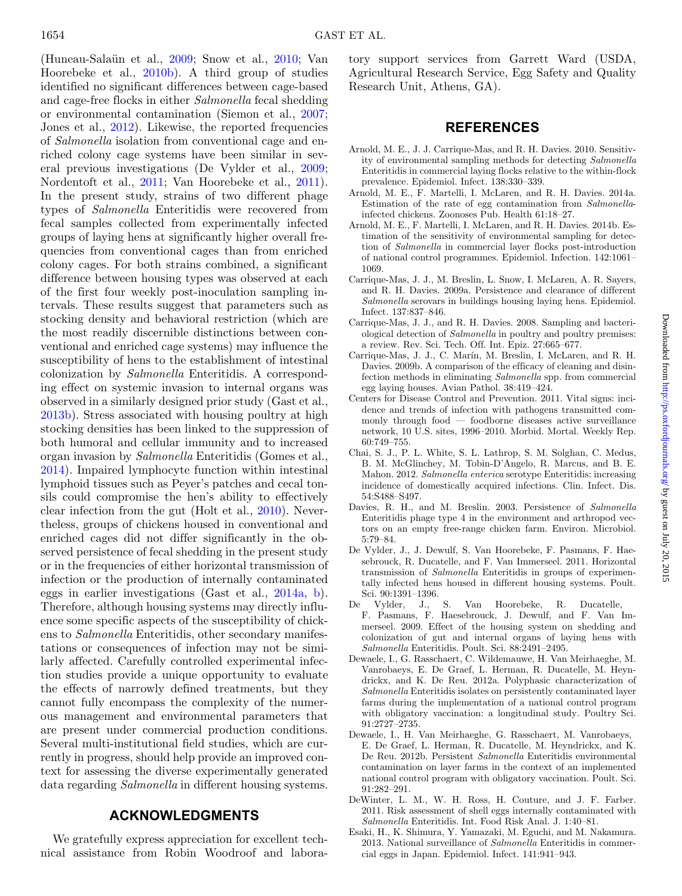(Huneau-Salaün et al., 2009; Snow et al., 2010; Van Hoorebeke et al., 2010b). A third group of studies identified no significant differences between cage-based and cage-free flocks in either *Salmonella* fecal shedding or environmental contamination (Siemon et al., 2007; Jones et al., 2012). Likewise, the reported frequencies of *Salmonella* isolation from conventional cage and enriched colony cage systems have been similar in several previous investigations (De Vylder et al., 2009; Nordentoft et al., 2011; Van Hoorebeke et al., 2011). In the present study, strains of two different phage types of *Salmonella* Enteritidis were recovered from fecal samples collected from experimentally infected groups of laying hens at significantly higher overall frequencies from conventional cages than from enriched colony cages. For both strains combined, a significant difference between housing types was observed at each of the first four weekly post-inoculation sampling intervals. These results suggest that parameters such as stocking density and behavioral restriction (which are the most readily discernible distinctions between conventional and enriched cage systems) may influence the susceptibility of hens to the establishment of intestinal colonization by *Salmonella* Enteritidis. A corresponding effect on systemic invasion to internal organs was observed in a similarly designed prior study (Gast et al., 2013b). Stress associated with housing poultry at high stocking densities has been linked to the suppression of both humoral and cellular immunity and to increased organ invasion by *Salmonella* Enteritidis (Gomes et al., 2014). Impaired lymphocyte function within intestinal lymphoid tissues such as Peyer's patches and cecal tonsils could compromise the hen's ability to effectively clear infection from the gut (Holt et al., 2010). Nevertheless, groups of chickens housed in conventional and enriched cages did not differ significantly in the observed persistence of fecal shedding in the present study or in the frequencies of either horizontal transmission of infection or the production of internally contaminated eggs in earlier investigations (Gast et al., 2014a, b). Therefore, although housing systems may directly influence some specific aspects of the susceptibility of chickens to *Salmonella* Enteritidis, other secondary manifestations or consequences of infection may not be similarly affected. Carefully controlled experimental infection studies provide a unique opportunity to evaluate the effects of narrowly defined treatments, but they cannot fully encompass the complexity of the numerous management and environmental parameters that are present under commercial production conditions. Several multi-institutional field studies, which are currently in progress, should help provide an improved context for assessing the diverse experimentally generated data regarding *Salmonella* in different housing systems.

## ACKNOWLEDGMENTS

We gratefully express appreciation for excellent technical assistance from Robin Woodroof and laboratory support services from Garrett Ward (USDA, Agricultural Research Service, Egg Safety and Quality Research Unit, Athens, GA).

## REFERENCES

Arnold, M. E., J. J. Carrique-Mas, and R. H. Davies. 2010. Sensitivity of environmental sampling methods for detecting *Salmonella* Enteritidis in commercial laying flocks relative to the within-flock prevalence. Epidemiol. Infect. 138:330–339.

Arnold, M. E., F. Martelli, I. McLaren, and R. H. Davies. 2014a. Estimation of the rate of egg contamination from *Salmonella*-infected chickens. Zoonoses Pub. Health 61:18–27.

Arnold, M. E., F. Martelli, I. McLaren, and R. H. Davies. 2014b. Estimation of the sensitivity of environmental sampling for detection of *Salmonella* in commercial layer flocks post-introduction of national control programmes. Epidemiol. Infection. 142:1061–1069.

Carrique-Mas, J. J., M. Breslin, L. Snow, I. McLaren, A. R. Sayers, and R. H. Davies. 2009a. Persistence and clearance of different *Salmonella* serovars in buildings housing laying hens. Epidemiol. Infect. 137:837–846.

Carrique-Mas, J. J., and R. H. Davies. 2008. Sampling and bacteriological detection of *Salmonella* in poultry and poultry premises: a review. Rev. Sci. Tech. Off. Int. Epiz. 27:665–677.

Carrique-Mas, J. J., C. Marín, M. Breslin, I. McLaren, and R. H. Davies. 2009b. A comparison of the efficacy of cleaning and disinfection methods in eliminating *Salmonella* spp. from commercial egg laying houses. Avian Pathol. 38:419–424.

Centers for Disease Control and Prevention. 2011. Vital signs: incidence and trends of infection with pathogens transmitted commonly through food — foodborne diseases active surveillance network, 10 U.S. sites, 1996–2010. Morbid. Mortal. Weekly Rep. 60:749–755.

Chai, S. J., P. L. White, S. L. Lathrop, S. M. Solghan, C. Medus, B. M. McGlinchey, M. Tobin-D'Angelo, R. Marcus, and B. E. Mahon. 2012. *Salmonella enterica* serotype Enteritidis: increasing incidence of domestically acquired infections. Clin. Infect. Dis. 54:S488–S497.

Davies, R. H., and M. Breslin. 2003. Persistence of *Salmonella* Enteritidis phage type 4 in the environment and arthropod vectors on an empty free-range chicken farm. Environ. Microbiol. 5:79–84.

De Vylder, J., J. Dewulf, S. Van Hoorebeke, F. Pasmans, F. Haesebrouck, R. Ducatelle, and F. Van Immerseel. 2011. Horizontal transmission of *Salmonella* Enteritidis in groups of experimentally infected hens housed in different housing systems. Poult. Sci. 90:1391–1396.

De Vylder, J., S. Van Hoorebeke, R. Ducatelle, F. Pasmans, F. Haesebrouck, J. Dewulf, and F. Van Immerseel. 2009. Effect of the housing system on shedding and colonization of gut and internal organs of laying hens with *Salmonella* Enteritidis. Poult. Sci. 88:2491–2495.

Dewaele, I., G. Rasschaert, C. Wildemauwe, H. Van Meirhaeghe, M. Vanrobaeys, E. De Graef, L. Herman, R. Ducatelle, M. Heyndrickx, and K. De Reu. 2012a. Polyphasic characterization of *Salmonella* Enteritidis isolates on persistently contaminated layer farms during the implementation of a national control program with obligatory vaccination: a longitudinal study. Poultry Sci. 91:2727–2735.

Dewaele, I., H. Van Meirhaeghe, G. Rasschaert, M. Vanrobaeys, E. De Graef, L. Herman, R. Ducatelle, M. Heyndrickx, and K. De Reu. 2012b. Persistent *Salmonella* Enteritidis environmental contamination on layer farms in the context of an implemented national control program with obligatory vaccination. Poult. Sci. 91:282–291.

DeWinter, L. M., W. H. Ross, H. Couture, and J. F. Farber. 2011. Risk assessment of shell eggs internally contaminated with *Salmonella* Enteritidis. Int. Food Risk Anal. J. 1:40–81.

Esaki, H., K. Shimura, Y. Yamazaki, M. Eguchi, and M. Nakamura. 2013. National surveillance of *Salmonella* Enteritidis in commercial eggs in Japan. Epidemiol. Infect. 141:941–943.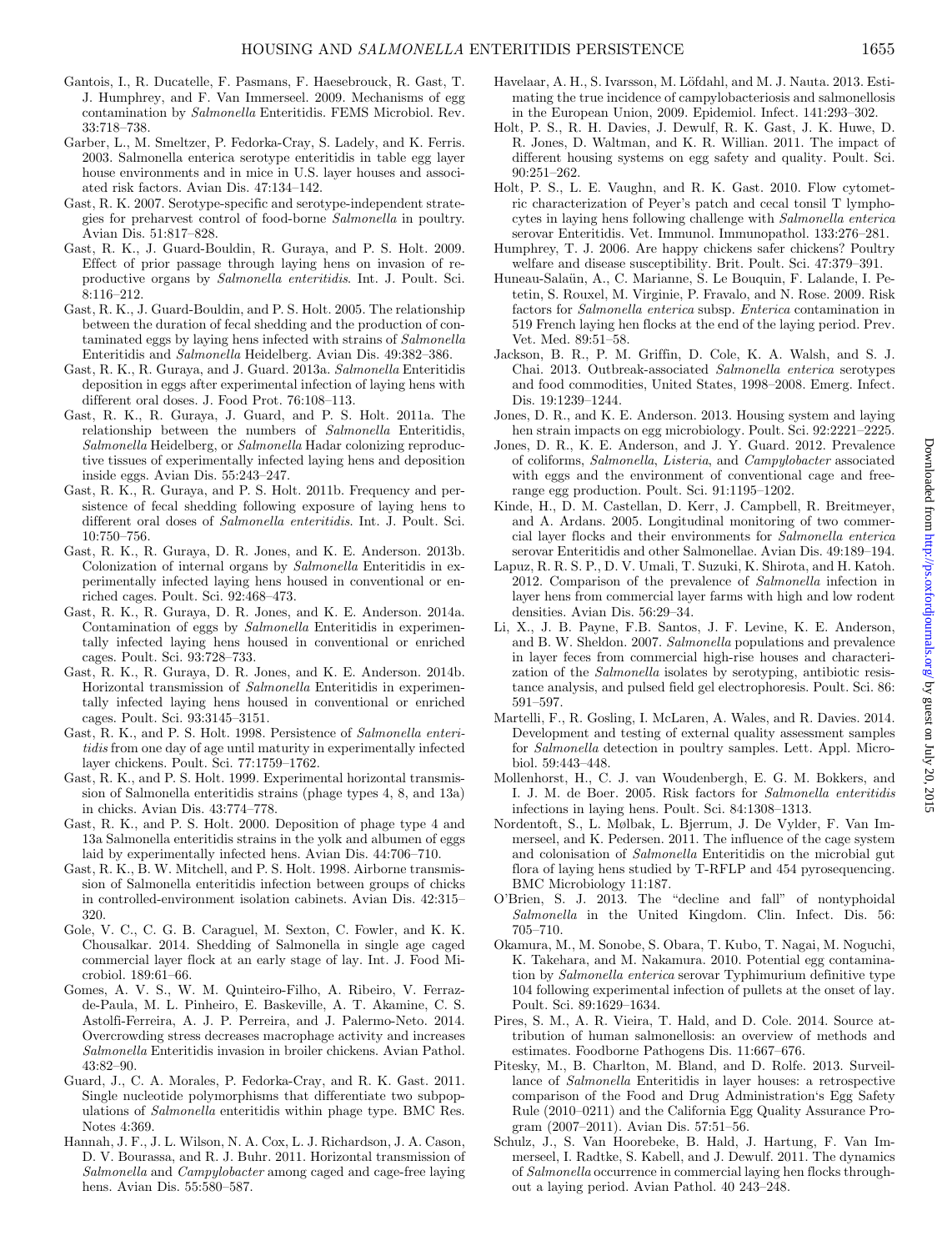Gantois, I., R. Ducatelle, F. Pasmans, F. Haesebrouck, R. Gast, T. J. Humphrey, and F. Van Immerseel. 2009. Mechanisms of egg contamination by *Salmonella* Enteritidis. FEMS Microbiol. Rev. 33:718–738.

Garber, L., M. Smeltzer, P. Fedorka-Cray, S. Ladely, and K. Ferris. 2003. Salmonella enterica serotype enteritidis in table egg layer house environments and in mice in U.S. layer houses and associated risk factors. Avian Dis. 47:134–142.

Gast, R. K. 2007. Serotype-specific and serotype-independent strategies for preharvest control of food-borne *Salmonella* in poultry. Avian Dis. 51:817–828.

Gast, R. K., J. Guard-Bouldin, R. Guraya, and P. S. Holt. 2009. Effect of prior passage through laying hens on invasion of reproductive organs by *Salmonella enteritidis*. Int. J. Poult. Sci. 8:116–212.

Gast, R. K., J. Guard-Bouldin, and P. S. Holt. 2005. The relationship between the duration of fecal shedding and the production of contaminated eggs by laying hens infected with strains of *Salmonella* Enteritidis and *Salmonella* Heidelberg. Avian Dis. 49:382–386.

Gast, R. K., R. Guraya, and J. Guard. 2013a. *Salmonella* Enteritidis deposition in eggs after experimental infection of laying hens with different oral doses. J. Food Prot. 76:108–113.

Gast, R. K., R. Guraya, J. Guard, and P. S. Holt. 2011a. The relationship between the numbers of *Salmonella* Enteritidis, *Salmonella* Heidelberg, or *Salmonella* Hadar colonizing reproductive tissues of experimentally infected laying hens and deposition inside eggs. Avian Dis. 55:243–247.

Gast, R. K., R. Guraya, and P. S. Holt. 2011b. Frequency and persistence of fecal shedding following exposure of laying hens to different oral doses of *Salmonella enteritidis*. Int. J. Poult. Sci. 10:750–756.

Gast, R. K., R. Guraya, D. R. Jones, and K. E. Anderson. 2013b. Colonization of internal organs by *Salmonella* Enteritidis in experimentally infected laying hens housed in conventional or enriched cages. Poult. Sci. 92:468–473.

Gast, R. K., R. Guraya, D. R. Jones, and K. E. Anderson. 2014a. Contamination of eggs by *Salmonella* Enteritidis in experimentally infected laying hens housed in conventional or enriched cages. Poult. Sci. 93:728–733.

Gast, R. K., R. Guraya, D. R. Jones, and K. E. Anderson. 2014b. Horizontal transmission of *Salmonella* Enteritidis in experimentally infected laying hens housed in conventional or enriched cages. Poult. Sci. 93:3145–3151.

Gast, R. K., and P. S. Holt. 1998. Persistence of *Salmonella enteritidis* from one day of age until maturity in experimentally infected layer chickens. Poult. Sci. 77:1759–1762.

Gast, R. K., and P. S. Holt. 1999. Experimental horizontal transmission of Salmonella enteritidis strains (phage types 4, 8, and 13a) in chicks. Avian Dis. 43:774–778.

Gast, R. K., and P. S. Holt. 2000. Deposition of phage type 4 and 13a Salmonella enteritidis strains in the yolk and albumen of eggs laid by experimentally infected hens. Avian Dis. 44:706–710.

Gast, R. K., B. W. Mitchell, and P. S. Holt. 1998. Airborne transmission of Salmonella enteritidis infection between groups of chicks in controlled-environment isolation cabinets. Avian Dis. 42:315–320.

Gole, V. C., C. G. B. Caraguel, M. Sexton, C. Fowler, and K. K. Chousalkar. 2014. Shedding of Salmonella in single age caged commercial layer flock at an early stage of lay. Int. J. Food Microbiol. 189:61–66.

Gomes, A. V. S., W. M. Quinteiro-Filho, A. Ribeiro, V. Ferraz-de-Paula, M. L. Pinheiro, E. Baskeville, A. T. Akamine, C. S. Astolfi-Ferreira, A. J. P. Perreira, and J. Palermo-Neto. 2014. Overcrowding stress decreases macrophage activity and increases *Salmonella* Enteritidis invasion in broiler chickens. Avian Pathol. 43:82–90.

Guard, J., C. A. Morales, P. Fedorka-Cray, and R. K. Gast. 2011. Single nucleotide polymorphisms that differentiate two subpopulations of *Salmonella* enteritidis within phage type. BMC Res. Notes 4:369.

Hannah, J. F., J. L. Wilson, N. A. Cox, L. J. Richardson, J. A. Cason, D. V. Bourassa, and R. J. Buhr. 2011. Horizontal transmission of *Salmonella* and *Campylobacter* among caged and cage-free laying hens. Avian Dis. 55:580–587.

Havelaar, A. H., S. Ivarsson, M. Löfdahl, and M. J. Nauta. 2013. Estimating the true incidence of campylobacteriosis and salmonellosis in the European Union, 2009. Epidemiol. Infect. 141:293–302.

Holt, P. S., R. H. Davies, J. Dewulf, R. K. Gast, J. K. Huwe, D. R. Jones, D. Waltman, and K. R. Willian. 2011. The impact of different housing systems on egg safety and quality. Poult. Sci. 90:251–262.

Holt, P. S., L. E. Vaughn, and R. K. Gast. 2010. Flow cytometric characterization of Peyer's patch and cecal tonsil T lymphocytes in laying hens following challenge with *Salmonella enterica* serovar Enteritidis. Vet. Immunol. Immunopathol. 133:276–281.

Humphrey, T. J. 2006. Are happy chickens safer chickens? Poultry welfare and disease susceptibility. Brit. Poult. Sci. 47:379–391.

Huneau-Salaün, A., C. Marianne, S. Le Bouquin, F. Lalande, I. Petetin, S. Rouxel, M. Virginie, P. Fravalo, and N. Rose. 2009. Risk factors for *Salmonella enterica* subsp. *Enterica* contamination in 519 French laying hen flocks at the end of the laying period. Prev. Vet. Med. 89:51–58.

Jackson, B. R., P. M. Griffin, D. Cole, K. A. Walsh, and S. J. Chai. 2013. Outbreak-associated *Salmonella enterica* serotypes and food commodities, United States, 1998–2008. Emerg. Infect. Dis. 19:1239–1244.

Jones, D. R., and K. E. Anderson. 2013. Housing system and laying hen strain impacts on egg microbiology. Poult. Sci. 92:2221–2225.

Jones, D. R., K. E. Anderson, and J. Y. Guard. 2012. Prevalence of coliforms, *Salmonella*, *Listeria*, and *Campylobacter* associated with eggs and the environment of conventional cage and free-range egg production. Poult. Sci. 91:1195–1202.

Kinde, H., D. M. Castellan, D. Kerr, J. Campbell, R. Breitmeyer, and A. Ardans. 2005. Longitudinal monitoring of two commercial layer flocks and their environments for *Salmonella enterica* serovar Enteritidis and other Salmonellae. Avian Dis. 49:189–194.

Lapuz, R. R. S. P., D. V. Umali, T. Suzuki, K. Shirota, and H. Katoh. 2012. Comparison of the prevalence of *Salmonella* infection in layer hens from commercial layer farms with high and low rodent densities. Avian Dis. 56:29–34.

Li, X., J. B. Payne, F.B. Santos, J. F. Levine, K. E. Anderson, and B. W. Sheldon. 2007. *Salmonella* populations and prevalence in layer feces from commercial high-rise houses and characterization of the *Salmonella* isolates by serotyping, antibiotic resistance analysis, and pulsed field gel electrophoresis. Poult. Sci. 86: 591–597.

Martelli, F., R. Gosling, I. McLaren, A. Wales, and R. Davies. 2014. Development and testing of external quality assessment samples for *Salmonella* detection in poultry samples. Lett. Appl. Microbiol. 59:443–448.

Mollenhorst, H., C. J. van Woudenbergh, E. G. M. Bokkers, and I. J. M. de Boer. 2005. Risk factors for *Salmonella enteritidis* infections in laying hens. Poult. Sci. 84:1308–1313.

Nordentoft, S., L. Mølbak, L. Bjerrum, J. De Vylder, F. Van Immerseel, and K. Pedersen. 2011. The influence of the cage system and colonisation of *Salmonella* Enteritidis on the microbial gut flora of laying hens studied by T-RFLP and 454 pyrosequencing. BMC Microbiology 11:187.

O'Brien, S. J. 2013. The "decline and fall" of nontyphoidal *Salmonella* in the United Kingdom. Clin. Infect. Dis. 56: 705–710.

Okamura, M., M. Sonobe, S. Obara, T. Kubo, T. Nagai, M. Noguchi, K. Takehara, and M. Nakamura. 2010. Potential egg contamination by *Salmonella enterica* serovar Typhimurium definitive type 104 following experimental infection of pullets at the onset of lay. Poult. Sci. 89:1629–1634.

Pires, S. M., A. R. Vieira, T. Hald, and D. Cole. 2014. Source attribution of human salmonellosis: an overview of methods and estimates. Foodborne Pathogens Dis. 11:667–676.

Pitesky, M., B. Charlton, M. Bland, and D. Rolfe. 2013. Surveillance of *Salmonella* Enteritidis in layer houses: a retrospective comparison of the Food and Drug Administration's Egg Safety Rule (2010–0211) and the California Egg Quality Assurance Program (2007–2011). Avian Dis. 57:51–56.

Schulz, J., S. Van Hoorebeke, B. Hald, J. Hartung, F. Van Immerseel, I. Radtke, S. Kabell, and J. Dewulf. 2011. The dynamics of *Salmonella* occurrence in commercial laying hen flocks throughout a laying period. Avian Pathol. 40 243–248.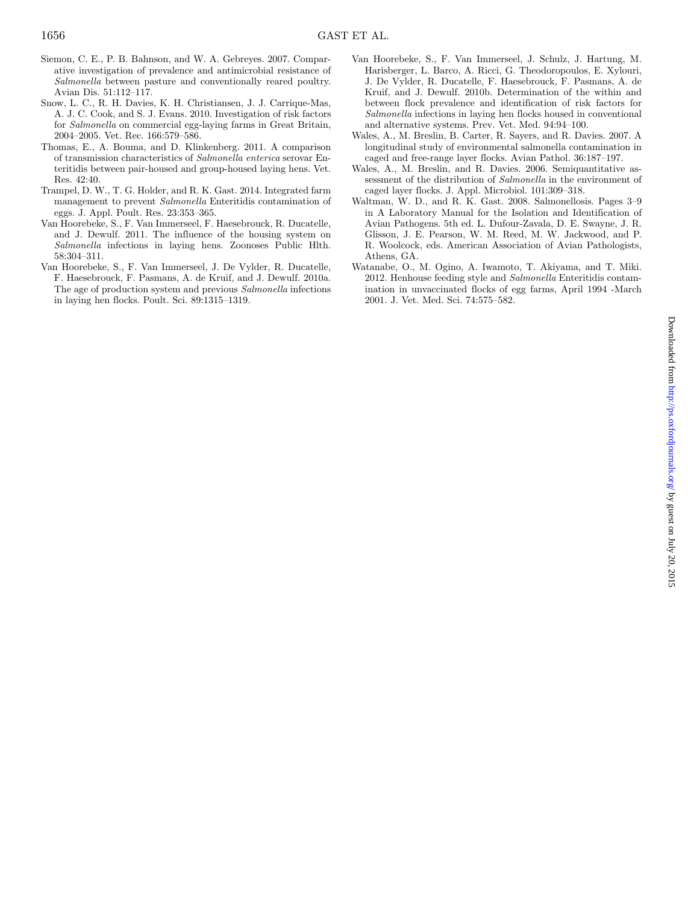Siemon, C. E., P. B. Bahnson, and W. A. Gebreyes. 2007. Comparative investigation of prevalence and antimicrobial resistance of *Salmonella* between pasture and conventionally reared poultry. Avian Dis. 51:112–117.

Snow, L. C., R. H. Davies, K. H. Christiansen, J. J. Carrique-Mas, A. J. C. Cook, and S. J. Evans. 2010. Investigation of risk factors for *Salmonella* on commercial egg-laying farms in Great Britain, 2004–2005. Vet. Rec. 166:579–586.

Thomas, E., A. Bouma, and D. Klinkenberg. 2011. A comparison of transmission characteristics of *Salmonella enterica* serovar Enteritidis between pair-housed and group-housed laying hens. Vet. Res. 42:40.

Trampel, D. W., T. G. Holder, and R. K. Gast. 2014. Integrated farm management to prevent *Salmonella* Enteritidis contamination of eggs. J. Appl. Poult. Res. 23:353–365.

Van Hoorebeke, S., F. Van Immerseel, F. Haesebrouck, R. Ducatelle, and J. Dewulf. 2011. The influence of the housing system on *Salmonella* infections in laying hens. Zoonoses Public Hlth. 58:304–311.

Van Hoorebeke, S., F. Van Immerseel, J. De Vylder, R. Ducatelle, F. Haesebrouck, F. Pasmans, A. de Kruif, and J. Dewulf. 2010a. The age of production system and previous *Salmonella* infections in laying hen flocks. Poult. Sci. 89:1315–1319.

Van Hoorebeke, S., F. Van Immerseel, J. Schulz, J. Hartung, M. Harisberger, L. Barco, A. Ricci, G. Theodoropoulos, E. Xylouri, J. De Vylder, R. Ducatelle, F. Haesebrouck, F. Pasmans, A. de Kruif, and J. Dewulf. 2010b. Determination of the within and between flock prevalence and identification of risk factors for *Salmonella* infections in laying hen flocks housed in conventional and alternative systems. Prev. Vet. Med. 94:94–100.

Wales, A., M. Breslin, B. Carter, R. Sayers, and R. Davies. 2007. A longitudinal study of environmental salmonella contamination in caged and free-range layer flocks. Avian Pathol. 36:187–197.

Wales, A., M. Breslin, and R. Davies. 2006. Semiquantitative assessment of the distribution of *Salmonella* in the environment of caged layer flocks. J. Appl. Microbiol. 101:309–318.

Waltman, W. D., and R. K. Gast. 2008. Salmonellosis. Pages 3–9 in A Laboratory Manual for the Isolation and Identification of Avian Pathogens. 5th ed. L. Dufour-Zavala, D. E. Swayne, J. R. Glisson, J. E. Pearson, W. M. Reed, M. W. Jackwood, and P. R. Woolcock, eds. American Association of Avian Pathologists, Athens, GA.

Watanabe, O., M. Ogino, A. Iwamoto, T. Akiyama, and T. Miki. 2012. Henhouse feeding style and *Salmonella* Enteritidis contamination in unvaccinated flocks of egg farms, April 1994 -March 2001. J. Vet. Med. Sci. 74:575–582.